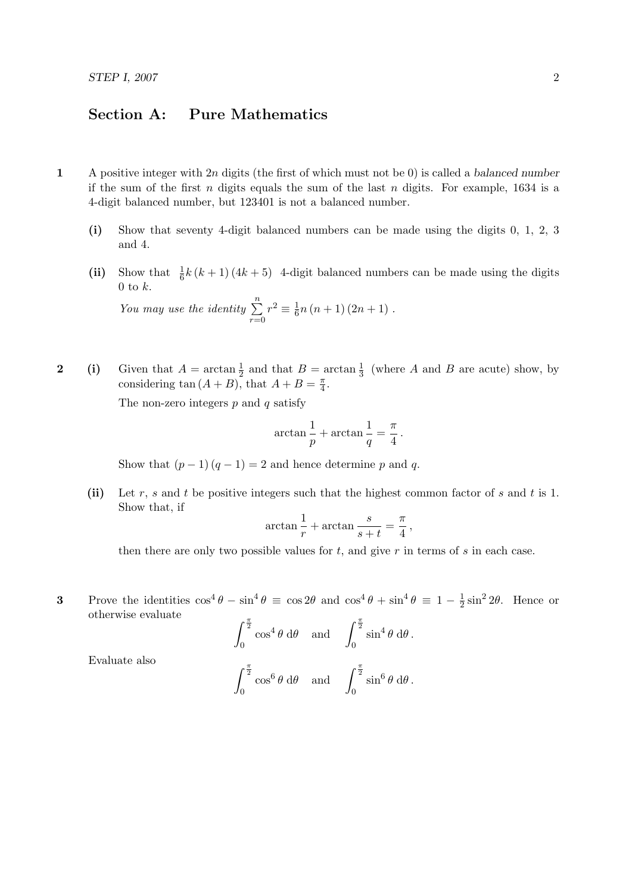## Section A: Pure Mathematics

**1** A positive integer with $2n$ digits (the first of which must not be 0) is called a *balanced number* if the sum of the first $n$ digits equals the sum of the last $n$ digits. For example, 1634 is a 4-digit balanced number, but 123401 is not a balanced number.

**(i)** Show that seventy 4-digit balanced numbers can be made using the digits 0, 1, 2, 3 and 4.

**(ii)** Show that $\frac{1}{6}k(k+1)(4k+5)$ 4-digit balanced numbers can be made using the digits 0 to $k$.

*You may use the identity* $\sum_{r=0}^{n} r^2 \equiv \frac{1}{6}n(n+1)(2n+1)$ .

**2** **(i)** Given that $A = \arctan\frac{1}{2}$ and that $B = \arctan\frac{1}{3}$ (where $A$ and $B$ are acute) show, by considering $\tan(A+B)$, that $A + B = \frac{\pi}{4}$.

The non-zero integers $p$ and $q$ satisfy

$$\arctan\frac{1}{p} + \arctan\frac{1}{q} = \frac{\pi}{4} .$$

Show that $(p-1)(q-1) = 2$ and hence determine $p$ and $q$.

**(ii)** Let $r$, $s$ and $t$ be positive integers such that the highest common factor of $s$ and $t$ is 1. Show that, if

$$\arctan\frac{1}{r} + \arctan\frac{s}{s+t} = \frac{\pi}{4} ,$$

then there are only two possible values for $t$, and give $r$ in terms of $s$ in each case.

**3** Prove the identities $\cos^4\theta - \sin^4\theta \equiv \cos 2\theta$ and $\cos^4\theta + \sin^4\theta \equiv 1 - \frac{1}{2}\sin^2 2\theta$. Hence or otherwise evaluate

$$\int_0^{\frac{\pi}{2}} \cos^4\theta \, \mathrm{d}\theta \quad \text{and} \quad \int_0^{\frac{\pi}{2}} \sin^4\theta \, \mathrm{d}\theta .$$

Evaluate also

$$\int_0^{\frac{\pi}{2}} \cos^6\theta \, \mathrm{d}\theta \quad \text{and} \quad \int_0^{\frac{\pi}{2}} \sin^6\theta \, \mathrm{d}\theta .$$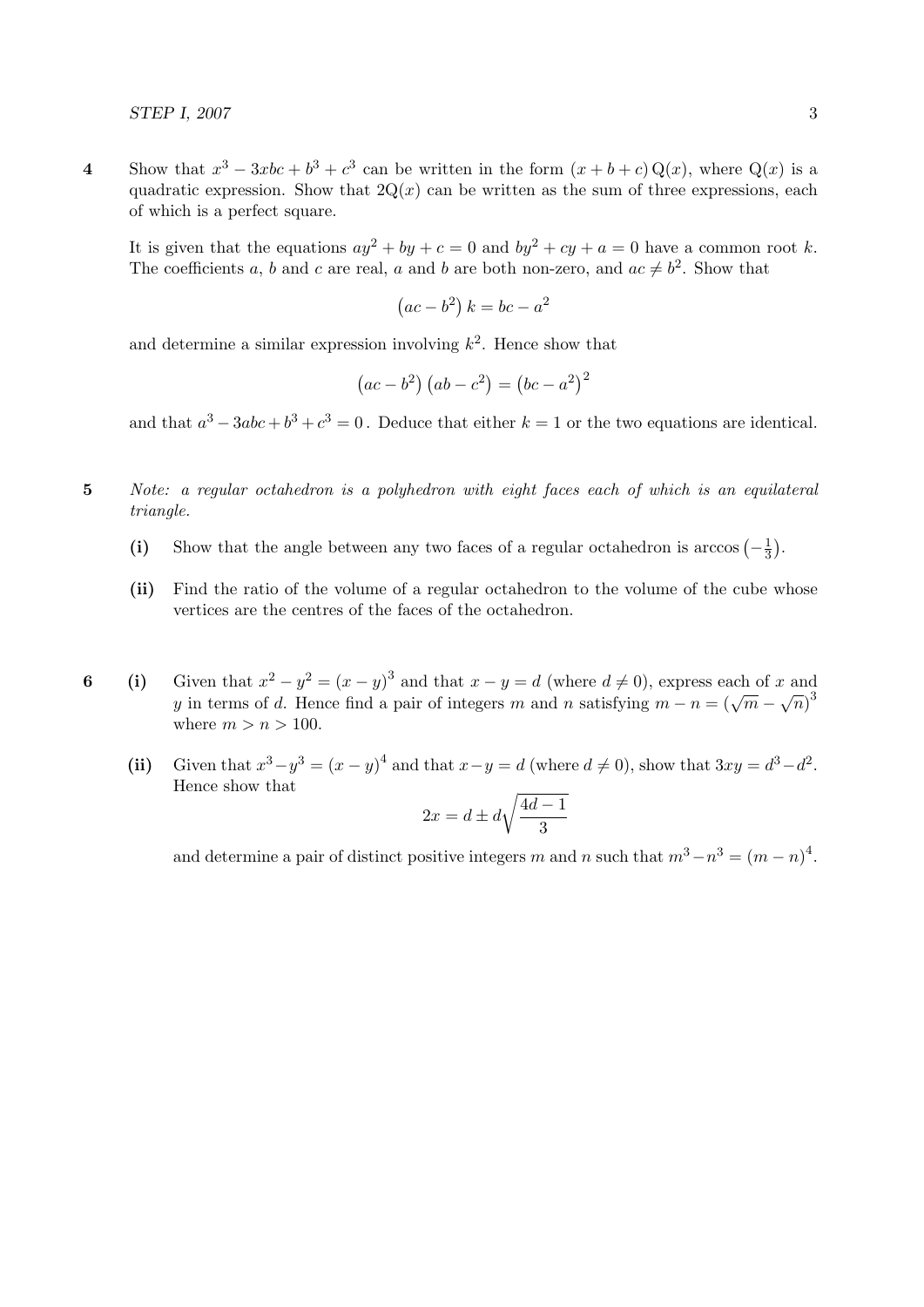**4** Show that $x^3 - 3xbc + b^3 + c^3$ can be written in the form $(x + b + c)\,\mathrm{Q}(x)$, where $\mathrm{Q}(x)$ is a quadratic expression. Show that $2\mathrm{Q}(x)$ can be written as the sum of three expressions, each of which is a perfect square.

It is given that the equations $ay^2 + by + c = 0$ and $by^2 + cy + a = 0$ have a common root $k$. The coefficients $a$, $b$ and $c$ are real, $a$ and $b$ are both non-zero, and $ac \neq b^2$. Show that

$$\left(ac - b^2\right) k = bc - a^2$$

and determine a similar expression involving $k^2$. Hence show that

$$\left(ac - b^2\right)\left(ab - c^2\right) = \left(bc - a^2\right)^2$$

and that $a^3 - 3abc + b^3 + c^3 = 0$. Deduce that either $k = 1$ or the two equations are identical.

**5** *Note: a regular octahedron is a polyhedron with eight faces each of which is an equilateral triangle.*

**(i)** Show that the angle between any two faces of a regular octahedron is $\arccos\left(-\frac{1}{3}\right)$.

**(ii)** Find the ratio of the volume of a regular octahedron to the volume of the cube whose vertices are the centres of the faces of the octahedron.

**6** **(i)** Given that $x^2 - y^2 = (x - y)^3$ and that $x - y = d$ (where $d \neq 0$), express each of $x$ and $y$ in terms of $d$. Hence find a pair of integers $m$ and $n$ satisfying $m - n = \left(\sqrt{m} - \sqrt{n}\right)^3$ where $m > n > 100$.

**(ii)** Given that $x^3 - y^3 = (x - y)^4$ and that $x - y = d$ (where $d \neq 0$), show that $3xy = d^3 - d^2$. Hence show that

$$2x = d \pm d\sqrt{\frac{4d - 1}{3}}$$

and determine a pair of distinct positive integers $m$ and $n$ such that $m^3 - n^3 = (m - n)^4$.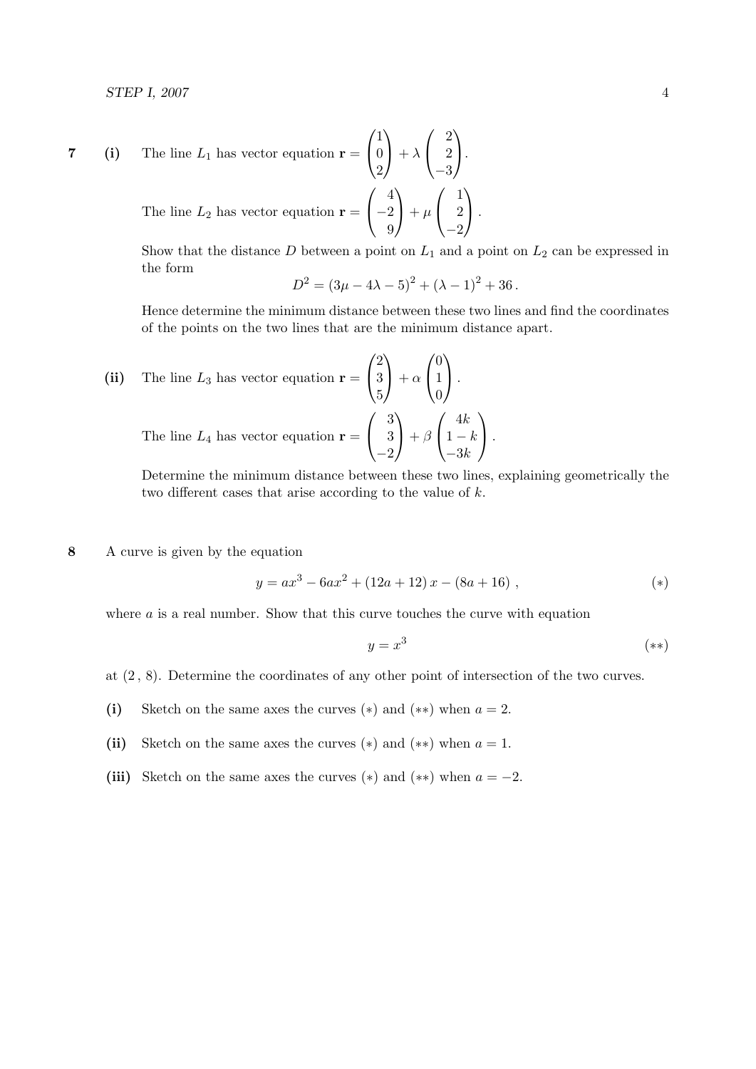**7** **(i)** The line $L_1$ has vector equation $\mathbf{r} = \begin{pmatrix}1\\0\\2\end{pmatrix} + \lambda\begin{pmatrix}2\\2\\-3\end{pmatrix}$.

The line $L_2$ has vector equation $\mathbf{r} = \begin{pmatrix}4\\-2\\9\end{pmatrix} + \mu\begin{pmatrix}1\\2\\-2\end{pmatrix}$.

Show that the distance $D$ between a point on $L_1$ and a point on $L_2$ can be expressed in the form

$$D^2 = (3\mu - 4\lambda - 5)^2 + (\lambda - 1)^2 + 36\,.$$

Hence determine the minimum distance between these two lines and find the coordinates of the points on the two lines that are the minimum distance apart.

**(ii)** The line $L_3$ has vector equation $\mathbf{r} = \begin{pmatrix}2\\3\\5\end{pmatrix} + \alpha\begin{pmatrix}0\\1\\0\end{pmatrix}$.

The line $L_4$ has vector equation $\mathbf{r} = \begin{pmatrix}3\\3\\-2\end{pmatrix} + \beta\begin{pmatrix}4k\\1-k\\-3k\end{pmatrix}$.

Determine the minimum distance between these two lines, explaining geometrically the two different cases that arise according to the value of $k$.

**8** A curve is given by the equation

$$y = ax^3 - 6ax^2 + (12a + 12)\,x - (8a + 16)\,, \qquad (*)$$

where $a$ is a real number. Show that this curve touches the curve with equation

$$y = x^3 \qquad (**)$$

at $(2\,,\,8)$. Determine the coordinates of any other point of intersection of the two curves.

**(i)** Sketch on the same axes the curves $(*)$ and $(**)$ when $a = 2$.

**(ii)** Sketch on the same axes the curves $(*)$ and $(**)$ when $a = 1$.

**(iii)** Sketch on the same axes the curves $(*)$ and $(**)$ when $a = -2$.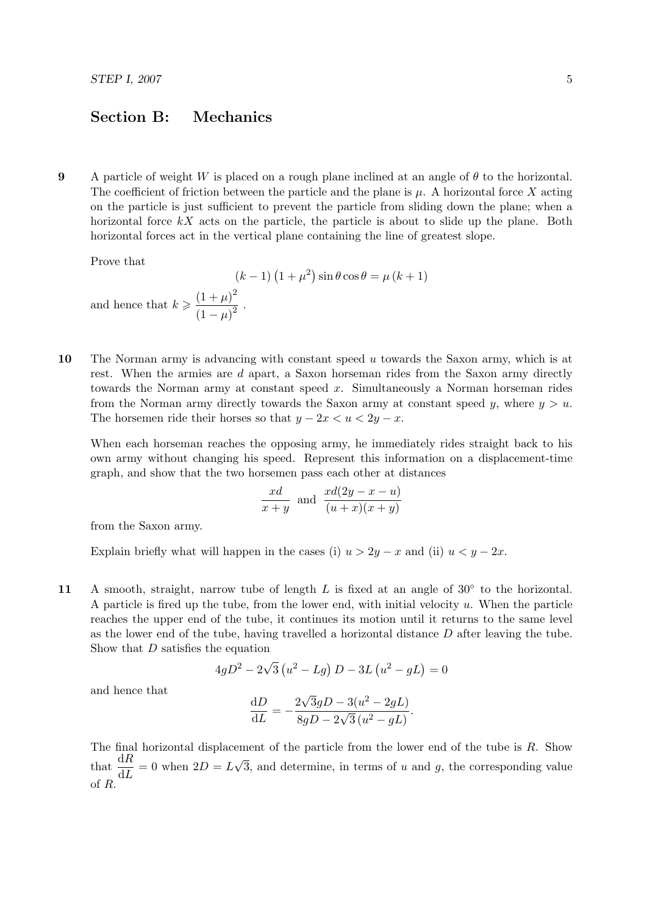## Section B: Mechanics

**9** A particle of weight $W$ is placed on a rough plane inclined at an angle of $\theta$ to the horizontal. The coefficient of friction between the particle and the plane is $\mu$. A horizontal force $X$ acting on the particle is just sufficient to prevent the particle from sliding down the plane; when a horizontal force $kX$ acts on the particle, the particle is about to slide up the plane. Both horizontal forces act in the vertical plane containing the line of greatest slope.

Prove that

$$(k-1)\left(1+\mu^2\right)\sin\theta\cos\theta = \mu\,(k+1)$$

and hence that $k \geqslant \dfrac{(1+\mu)^2}{(1-\mu)^2}$ .

**10** The Norman army is advancing with constant speed $u$ towards the Saxon army, which is at rest. When the armies are $d$ apart, a Saxon horseman rides from the Saxon army directly towards the Norman army at constant speed $x$. Simultaneously a Norman horseman rides from the Norman army directly towards the Saxon army at constant speed $y$, where $y > u$. The horsemen ride their horses so that $y - 2x < u < 2y - x$.

When each horseman reaches the opposing army, he immediately rides straight back to his own army without changing his speed. Represent this information on a displacement-time graph, and show that the two horsemen pass each other at distances

$$\frac{xd}{x+y} \text{ and } \frac{xd(2y-x-u)}{(u+x)(x+y)}$$

from the Saxon army.

Explain briefly what will happen in the cases (i) $u > 2y - x$ and (ii) $u < y - 2x$.

**11** A smooth, straight, narrow tube of length $L$ is fixed at an angle of $30^\circ$ to the horizontal. A particle is fired up the tube, from the lower end, with initial velocity $u$. When the particle reaches the upper end of the tube, it continues its motion until it returns to the same level as the lower end of the tube, having travelled a horizontal distance $D$ after leaving the tube. Show that $D$ satisfies the equation

$$4gD^2 - 2\sqrt{3}\left(u^2 - Lg\right)D - 3L\left(u^2 - gL\right) = 0$$

and hence that

$$\frac{\mathrm{d}D}{\mathrm{d}L} = -\frac{2\sqrt{3}gD - 3(u^2 - 2gL)}{8gD - 2\sqrt{3}\left(u^2 - gL\right)}.$$

The final horizontal displacement of the particle from the lower end of the tube is $R$. Show that $\dfrac{\mathrm{d}R}{\mathrm{d}L} = 0$ when $2D = L\sqrt{3}$, and determine, in terms of $u$ and $g$, the corresponding value of $R$.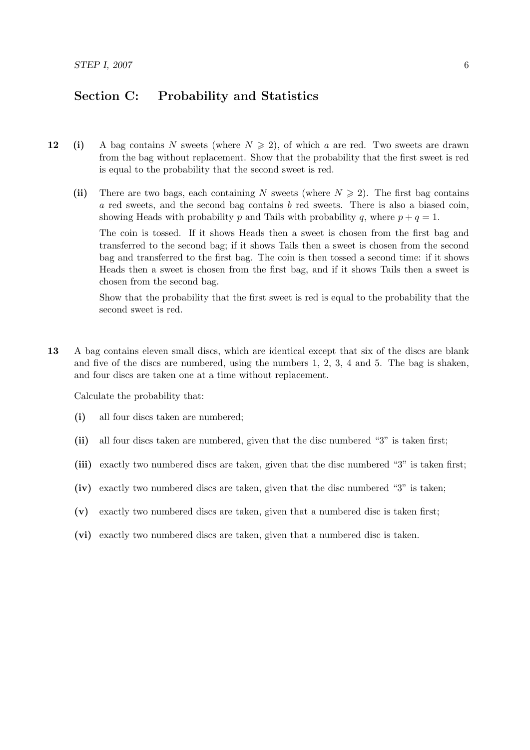## Section C: Probability and Statistics

**12** **(i)** A bag contains $N$ sweets (where $N \geqslant 2$), of which $a$ are red. Two sweets are drawn from the bag without replacement. Show that the probability that the first sweet is red is equal to the probability that the second sweet is red.

**(ii)** There are two bags, each containing $N$ sweets (where $N \geqslant 2$). The first bag contains $a$ red sweets, and the second bag contains $b$ red sweets. There is also a biased coin, showing Heads with probability $p$ and Tails with probability $q$, where $p + q = 1$.

The coin is tossed. If it shows Heads then a sweet is chosen from the first bag and transferred to the second bag; if it shows Tails then a sweet is chosen from the second bag and transferred to the first bag. The coin is then tossed a second time: if it shows Heads then a sweet is chosen from the first bag, and if it shows Tails then a sweet is chosen from the second bag.

Show that the probability that the first sweet is red is equal to the probability that the second sweet is red.

**13** A bag contains eleven small discs, which are identical except that six of the discs are blank and five of the discs are numbered, using the numbers 1, 2, 3, 4 and 5. The bag is shaken, and four discs are taken one at a time without replacement.

Calculate the probability that:

**(i)** all four discs taken are numbered;

**(ii)** all four discs taken are numbered, given that the disc numbered "3" is taken first;

**(iii)** exactly two numbered discs are taken, given that the disc numbered "3" is taken first;

**(iv)** exactly two numbered discs are taken, given that the disc numbered "3" is taken;

**(v)** exactly two numbered discs are taken, given that a numbered disc is taken first;

**(vi)** exactly two numbered discs are taken, given that a numbered disc is taken.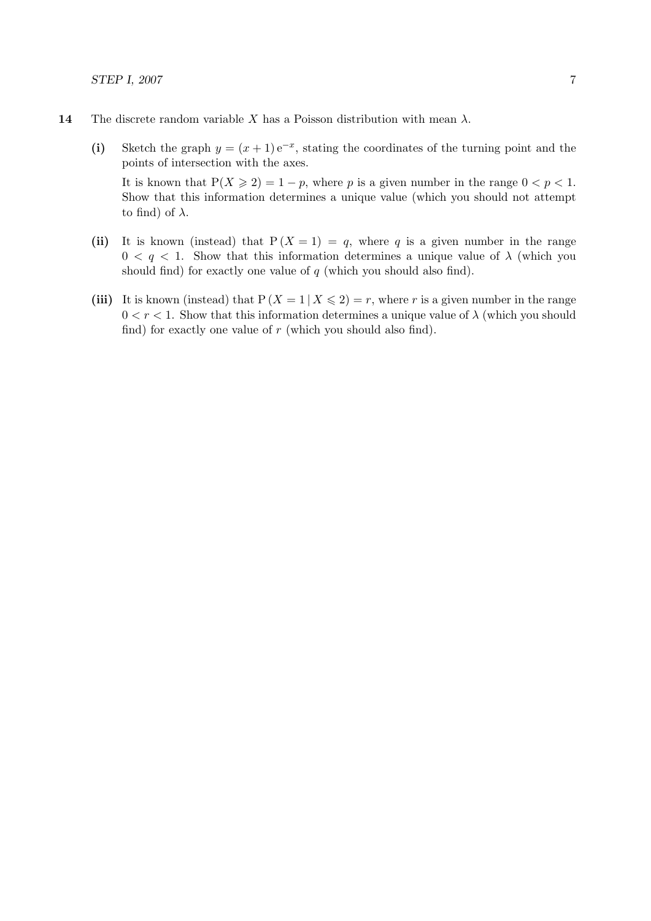**14** The discrete random variable $X$ has a Poisson distribution with mean $\lambda$.

**(i)** Sketch the graph $y = (x+1)\,e^{-x}$, stating the coordinates of the turning point and the points of intersection with the axes.

It is known that $P(X \geqslant 2) = 1 - p$, where $p$ is a given number in the range $0 < p < 1$. Show that this information determines a unique value (which you should not attempt to find) of $\lambda$.

**(ii)** It is known (instead) that $P(X = 1) = q$, where $q$ is a given number in the range $0 < q < 1$. Show that this information determines a unique value of $\lambda$ (which you should find) for exactly one value of $q$ (which you should also find).

**(iii)** It is known (instead) that $P(X = 1 \,|\, X \leqslant 2) = r$, where $r$ is a given number in the range $0 < r < 1$. Show that this information determines a unique value of $\lambda$ (which you should find) for exactly one value of $r$ (which you should also find).